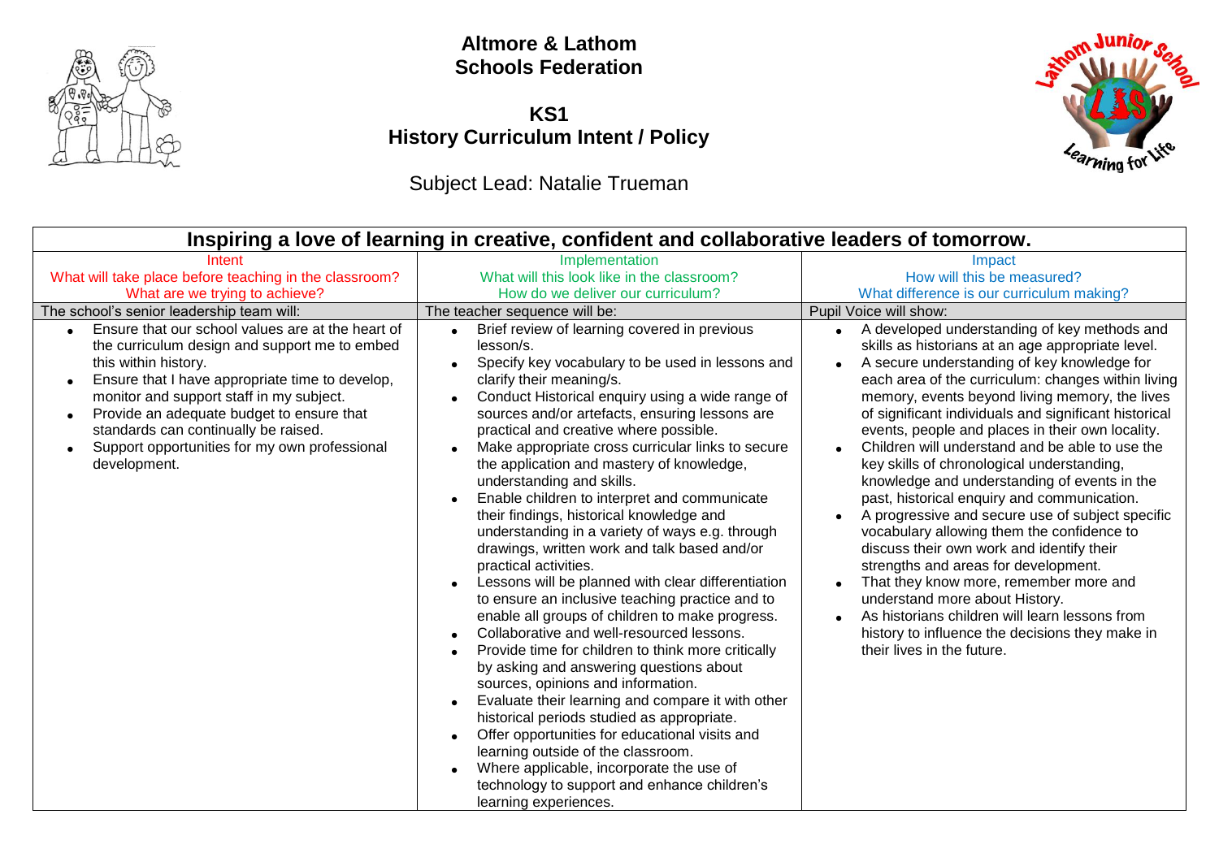# Altmore & Lathom Schools Federation

## KS1
## History Curriculum Intent / Policy

Subject Lead: Natalie Trueman

| Inspiring a love of learning in creative, confident and collaborative leaders of tomorrow. | | |
|---|---|---|
| Intent<br>What will take place before teaching in the classroom?<br>What are we trying to achieve? | Implementation<br>What will this look like in the classroom?<br>How do we deliver our curriculum? | Impact<br>How will this be measured?<br>What difference is our curriculum making? |
| The school's senior leadership team will: | The teacher sequence will be: | Pupil Voice will show: |
| • Ensure that our school values are at the heart of the curriculum design and support me to embed this within history.<br>• Ensure that I have appropriate time to develop, monitor and support staff in my subject.<br>• Provide an adequate budget to ensure that standards can continually be raised.<br>• Support opportunities for my own professional development. | • Brief review of learning covered in previous lesson/s.<br>• Specify key vocabulary to be used in lessons and clarify their meaning/s.<br>• Conduct Historical enquiry using a wide range of sources and/or artefacts, ensuring lessons are practical and creative where possible.<br>• Make appropriate cross curricular links to secure the application and mastery of knowledge, understanding and skills.<br>• Enable children to interpret and communicate their findings, historical knowledge and understanding in a variety of ways e.g. through drawings, written work and talk based and/or practical activities.<br>• Lessons will be planned with clear differentiation to ensure an inclusive teaching practice and to enable all groups of children to make progress.<br>• Collaborative and well-resourced lessons.<br>• Provide time for children to think more critically by asking and answering questions about sources, opinions and information.<br>• Evaluate their learning and compare it with other historical periods studied as appropriate.<br>• Offer opportunities for educational visits and learning outside of the classroom.<br>• Where applicable, incorporate the use of technology to support and enhance children's learning experiences. | • A developed understanding of key methods and skills as historians at an age appropriate level.<br>• A secure understanding of key knowledge for each area of the curriculum: changes within living memory, events beyond living memory, the lives of significant individuals and significant historical events, people and places in their own locality.<br>• Children will understand and be able to use the key skills of chronological understanding, knowledge and understanding of events in the past, historical enquiry and communication.<br>• A progressive and secure use of subject specific vocabulary allowing them the confidence to discuss their own work and identify their strengths and areas for development.<br>• That they know more, remember more and understand more about History.<br>• As historians children will learn lessons from history to influence the decisions they make in their lives in the future. |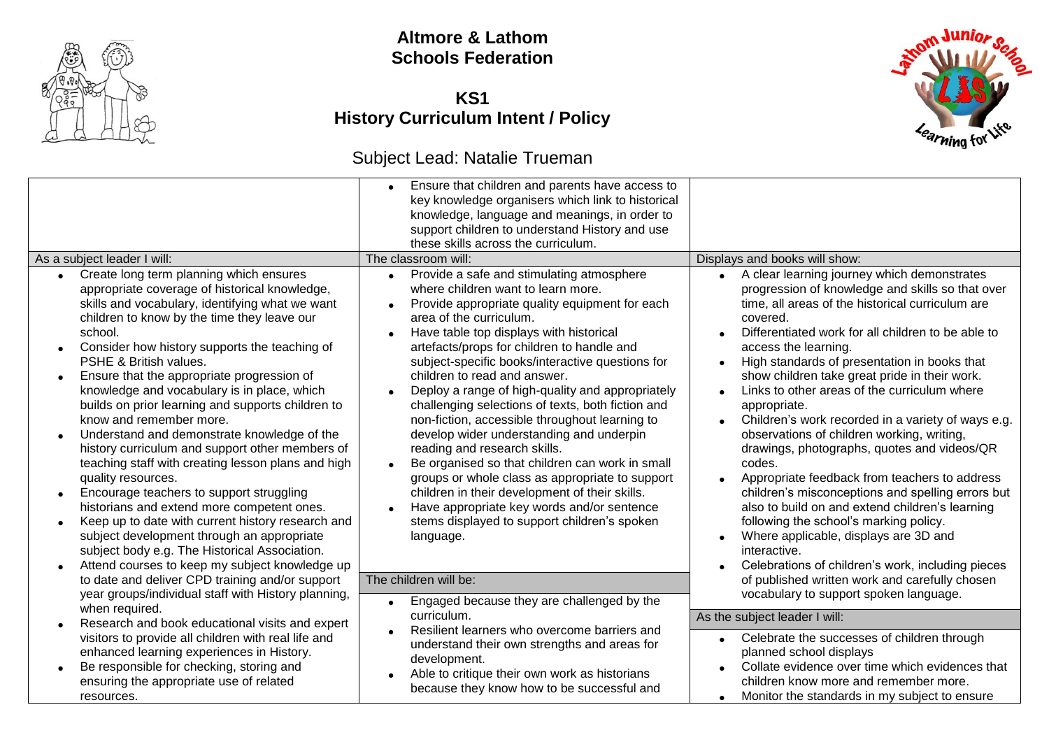# Altmore & Lathom Schools Federation

## KS1 History Curriculum Intent / Policy

### Subject Lead: Natalie Trueman

| | | |
|---|---|---|
| | • Ensure that children and parents have access to key knowledge organisers which link to historical knowledge, language and meanings, in order to support children to understand History and use these skills across the curriculum. | |
| **As a subject leader I will:** | **The classroom will:** | **Displays and books will show:** |
| • Create long term planning which ensures appropriate coverage of historical knowledge, skills and vocabulary, identifying what we want children to know by the time they leave our school.<br>• Consider how history supports the teaching of PSHE & British values.<br>• Ensure that the appropriate progression of knowledge and vocabulary is in place, which builds on prior learning and supports children to know and remember more.<br>• Understand and demonstrate knowledge of the history curriculum and support other members of teaching staff with creating lesson plans and high quality resources.<br>• Encourage teachers to support struggling historians and extend more competent ones.<br>• Keep up to date with current history research and subject development through an appropriate subject body e.g. The Historical Association.<br>• Attend courses to keep my subject knowledge up to date and deliver CPD training and/or support year groups/individual staff with History planning, when required.<br>• Research and book educational visits and expert visitors to provide all children with real life and enhanced learning experiences in History.<br>• Be responsible for checking, storing and ensuring the appropriate use of related resources. | • Provide a safe and stimulating atmosphere where children want to learn more.<br>• Provide appropriate quality equipment for each area of the curriculum.<br>• Have table top displays with historical artefacts/props for children to handle and subject-specific books/interactive questions for children to read and answer.<br>• Deploy a range of high-quality and appropriately challenging selections of texts, both fiction and non-fiction, accessible throughout learning to develop wider understanding and underpin reading and research skills.<br>• Be organised so that children can work in small groups or whole class as appropriate to support children in their development of their skills.<br>• Have appropriate key words and/or sentence stems displayed to support children's spoken language.<br><br>**The children will be:**<br>• Engaged because they are challenged by the curriculum.<br>• Resilient learners who overcome barriers and understand their own strengths and areas for development.<br>• Able to critique their own work as historians because they know how to be successful and | • A clear learning journey which demonstrates progression of knowledge and skills so that over time, all areas of the historical curriculum are covered.<br>• Differentiated work for all children to be able to access the learning.<br>• High standards of presentation in books that show children take great pride in their work.<br>• Links to other areas of the curriculum where appropriate.<br>• Children's work recorded in a variety of ways e.g. observations of children working, writing, drawings, photographs, quotes and videos/QR codes.<br>• Appropriate feedback from teachers to address children's misconceptions and spelling errors but also to build on and extend children's learning following the school's marking policy.<br>• Where applicable, displays are 3D and interactive.<br>• Celebrations of children's work, including pieces of published written work and carefully chosen vocabulary to support spoken language.<br><br>**As the subject leader I will:**<br>• Celebrate the successes of children through planned school displays<br>• Collate evidence over time which evidences that children know more and remember more.<br>• Monitor the standards in my subject to ensure |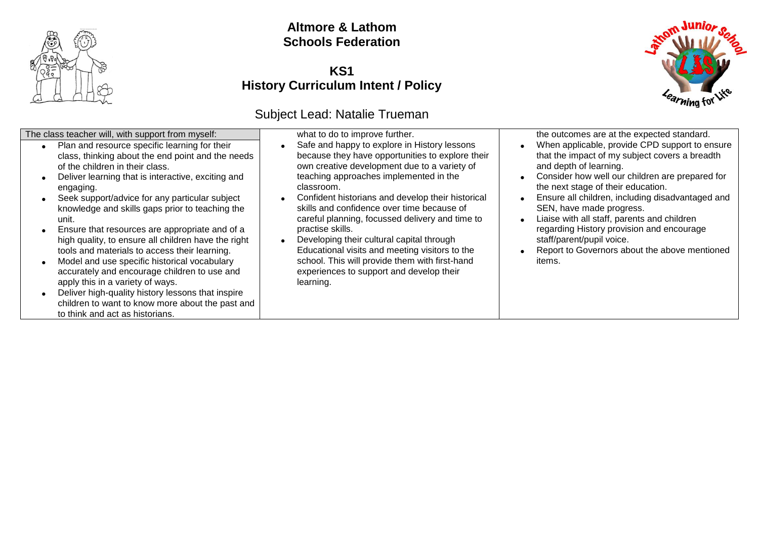# Altmore & Lathom Schools Federation

## KS1 History Curriculum Intent / Policy

Subject Lead: Natalie Trueman

| | | |
|---|---|---|
| The class teacher will, with support from myself:<br>• Plan and resource specific learning for their class, thinking about the end point and the needs of the children in their class.<br>• Deliver learning that is interactive, exciting and engaging.<br>• Seek support/advice for any particular subject knowledge and skills gaps prior to teaching the unit.<br>• Ensure that resources are appropriate and of a high quality, to ensure all children have the right tools and materials to access their learning.<br>• Model and use specific historical vocabulary accurately and encourage children to use and apply this in a variety of ways.<br>• Deliver high-quality history lessons that inspire children to want to know more about the past and to think and act as historians. | what to do to improve further.<br>• Safe and happy to explore in History lessons because they have opportunities to explore their own creative development due to a variety of teaching approaches implemented in the classroom.<br>• Confident historians and develop their historical skills and confidence over time because of careful planning, focussed delivery and time to practise skills.<br>• Developing their cultural capital through Educational visits and meeting visitors to the school. This will provide them with first-hand experiences to support and develop their learning. | the outcomes are at the expected standard.<br>• When applicable, provide CPD support to ensure that the impact of my subject covers a breadth and depth of learning.<br>• Consider how well our children are prepared for the next stage of their education.<br>• Ensure all children, including disadvantaged and SEN, have made progress.<br>• Liaise with all staff, parents and children regarding History provision and encourage staff/parent/pupil voice.<br>• Report to Governors about the above mentioned items. |